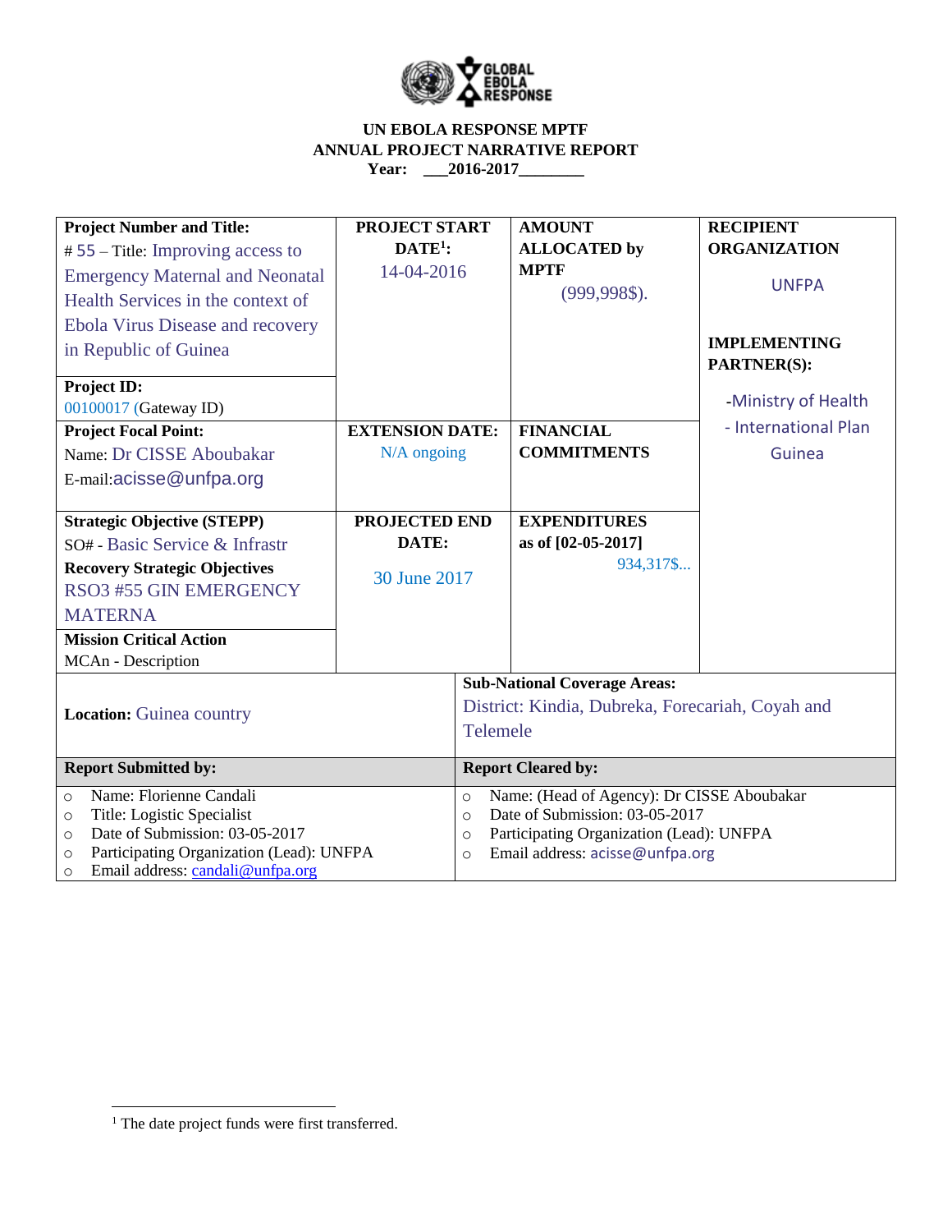**UN EBOLA RESPONSE MPTF**
**ANNUAL PROJECT NARRATIVE REPORT**
**Year: \_\_\_2016-2017\_\_\_\_\_\_\_\_**

| **Project Number and Title:** # 55 – Title: Improving access to Emergency Maternal and Neonatal Health Services in the context of Ebola Virus Disease and recovery in Republic of Guinea | **PROJECT START DATE[1]:** 14-04-2016 | **AMOUNT ALLOCATED by MPTF** (999,998$). | **RECIPIENT ORGANIZATION** UNFPA |
|---|---|---|---|
| **Project ID:** 00100017 (Gateway ID) | | | **IMPLEMENTING PARTNER(S):** -Ministry of Health - International Plan Guinea |
| **Project Focal Point:** Name: Dr CISSE Aboubakar E-mail: acisse@unfpa.org | **EXTENSION DATE:** N/A ongoing | **FINANCIAL COMMITMENTS** | |
| **Strategic Objective (STEPP)** SO# - Basic Service & Infrastr **Recovery Strategic Objectives** RSO3 #55 GIN EMERGENCY MATERNA | **PROJECTED END DATE:** 30 June 2017 | **EXPENDITURES** as of [02-05-2017] 934,317$... | |
| **Mission Critical Action** MCAn - Description | | | |

| **Location:** Guinea country | **Sub-National Coverage Areas:** District: Kindia, Dubreka, Forecariah, Coyah and Telemele |
|---|---|
| **Report Submitted by:** | **Report Cleared by:** |
| ○ Name: Florienne Candali<br>○ Title: Logistic Specialist<br>○ Date of Submission: 03-05-2017<br>○ Participating Organization (Lead): UNFPA<br>○ Email address: candali@unfpa.org | ○ Name: (Head of Agency): Dr CISSE Aboubakar<br>○ Date of Submission: 03-05-2017<br>○ Participating Organization (Lead): UNFPA<br>○ Email address: acisse@unfpa.org |

[1] The date project funds were first transferred.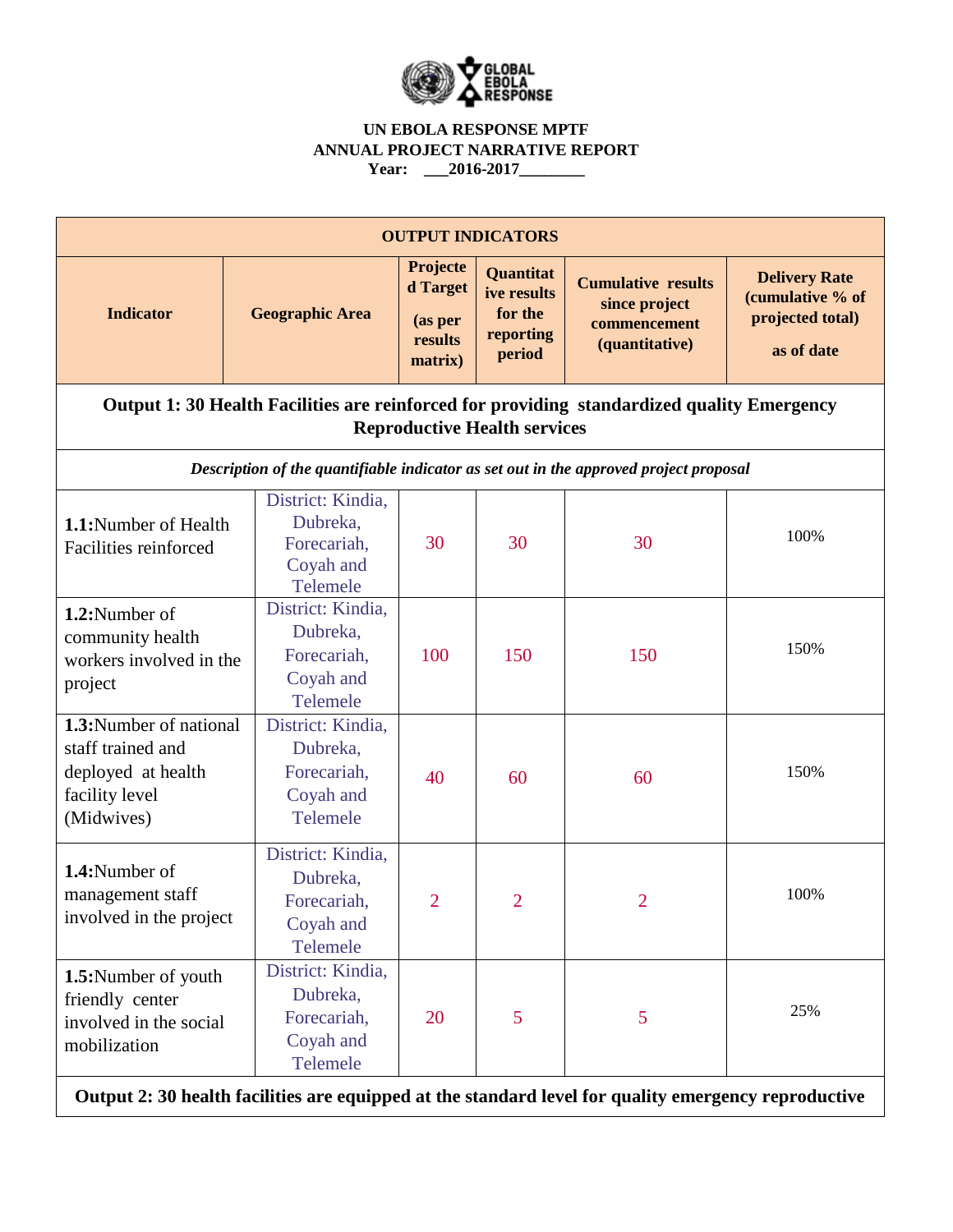**UN EBOLA RESPONSE MPTF**
**ANNUAL PROJECT NARRATIVE REPORT**
**Year: ___2016-2017________**

| **OUTPUT INDICATORS** | | | | | |
|---|---|---|---|---|---|
| **Indicator** | **Geographic Area** | **Projected Target (as per results matrix)** | **Quantitative results for the reporting period** | **Cumulative results since project commencement (quantitative)** | **Delivery Rate (cumulative % of projected total) as of date** |
| **Output 1: 30 Health Facilities are reinforced for providing standardized quality Emergency Reproductive Health services** | | | | | |
| *Description of the quantifiable indicator as set out in the approved project proposal* | | | | | |
| **1.1:**Number of Health Facilities reinforced | District: Kindia, Dubreka, Forecariah, Coyah and Telemele | 30 | 30 | 30 | 100% |
| **1.2:**Number of community health workers involved in the project | District: Kindia, Dubreka, Forecariah, Coyah and Telemele | 100 | 150 | 150 | 150% |
| **1.3:**Number of national staff trained and deployed at health facility level (Midwives) | District: Kindia, Dubreka, Forecariah, Coyah and Telemele | 40 | 60 | 60 | 150% |
| **1.4:**Number of management staff involved in the project | District: Kindia, Dubreka, Forecariah, Coyah and Telemele | 2 | 2 | 2 | 100% |
| **1.5:**Number of youth friendly center involved in the social mobilization | District: Kindia, Dubreka, Forecariah, Coyah and Telemele | 20 | 5 | 5 | 25% |
| **Output 2: 30 health facilities are equipped at the standard level for quality emergency reproductive** | | | | | |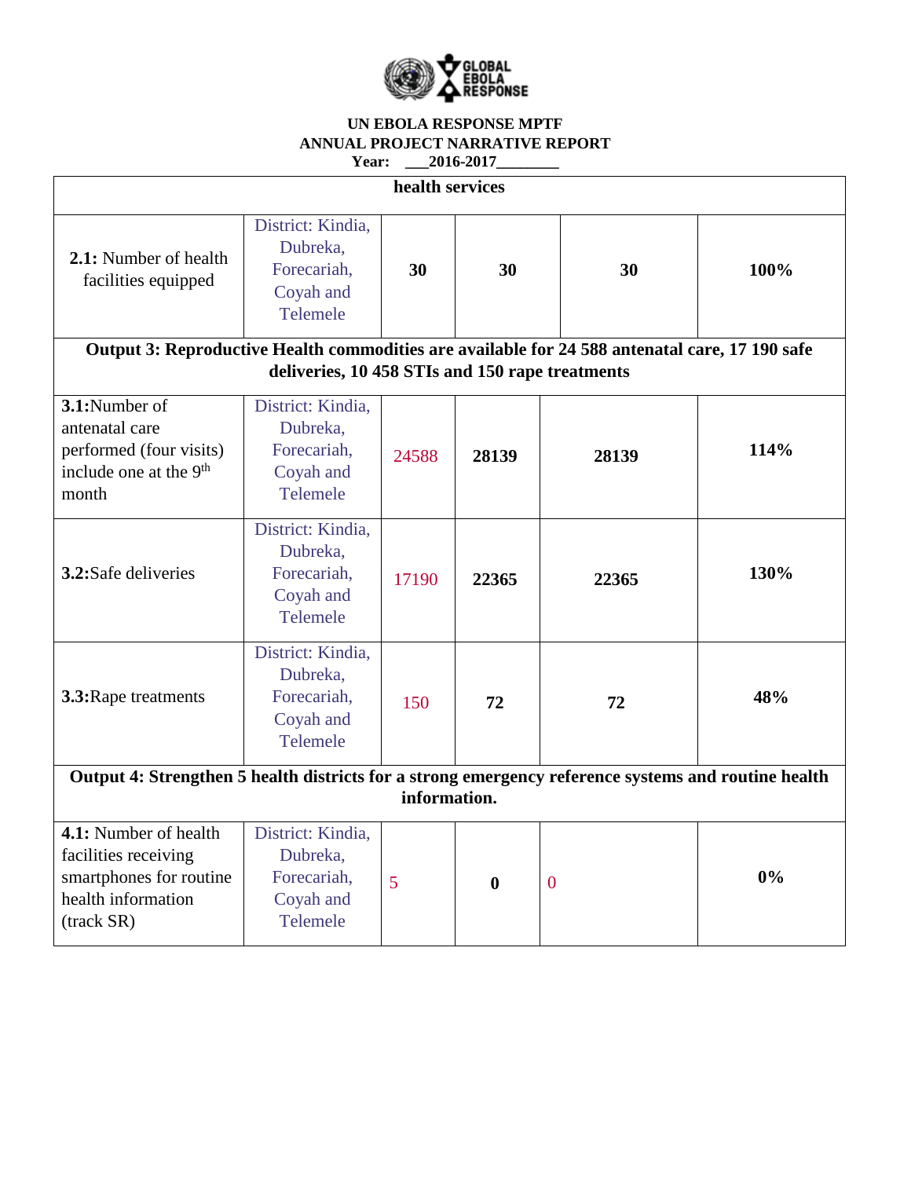UN EBOLA RESPONSE MPTF
ANNUAL PROJECT NARRATIVE REPORT
Year: ___2016-2017________

| | | | | | |
|---|---|---|---|---|---|
| **health services** | | | | | |
| **2.1:** Number of health facilities equipped | District: Kindia, Dubreka, Forecariah, Coyah and Telemele | **30** | **30** | **30** | **100%** |
| **Output 3: Reproductive Health commodities are available for 24 588 antenatal care, 17 190 safe deliveries, 10 458 STIs and 150 rape treatments** | | | | | |
| **3.1:**Number of antenatal care performed (four visits) include one at the 9th month | District: Kindia, Dubreka, Forecariah, Coyah and Telemele | 24588 | **28139** | **28139** | **114%** |
| **3.2:**Safe deliveries | District: Kindia, Dubreka, Forecariah, Coyah and Telemele | 17190 | **22365** | **22365** | **130%** |
| **3.3:**Rape treatments | District: Kindia, Dubreka, Forecariah, Coyah and Telemele | 150 | **72** | **72** | **48%** |
| **Output 4: Strengthen 5 health districts for a strong emergency reference systems and routine health information.** | | | | | |
| **4.1:** Number of health facilities receiving smartphones for routine health information (track SR) | District: Kindia, Dubreka, Forecariah, Coyah and Telemele | 5 | **0** | 0 | **0%** |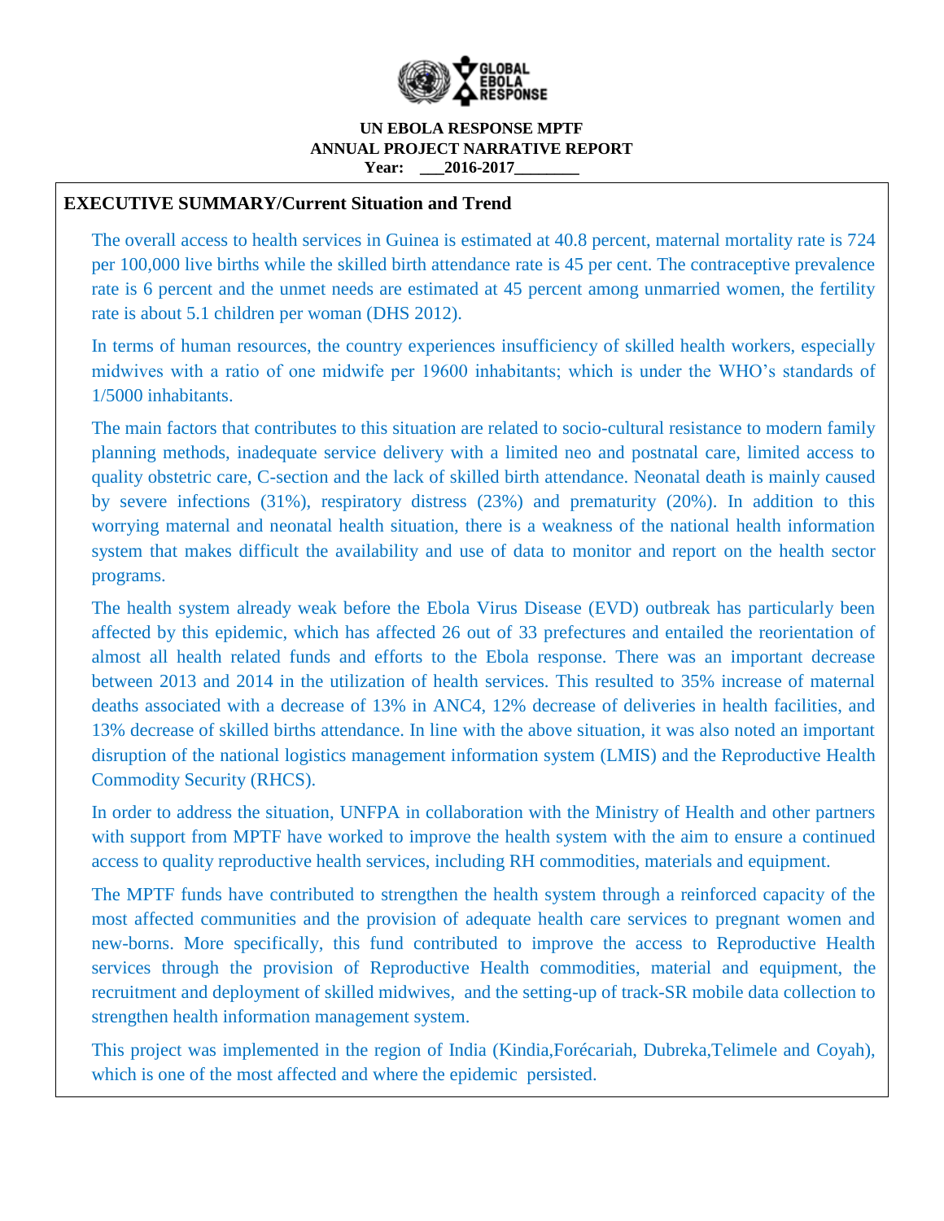**UN EBOLA RESPONSE MPTF**
**ANNUAL PROJECT NARRATIVE REPORT**
**Year: \_\_\_2016-2017\_\_\_\_\_\_\_\_**

## EXECUTIVE SUMMARY/Current Situation and Trend

The overall access to health services in Guinea is estimated at 40.8 percent, maternal mortality rate is 724 per 100,000 live births while the skilled birth attendance rate is 45 per cent. The contraceptive prevalence rate is 6 percent and the unmet needs are estimated at 45 percent among unmarried women, the fertility rate is about 5.1 children per woman (DHS 2012).

In terms of human resources, the country experiences insufficiency of skilled health workers, especially midwives with a ratio of one midwife per 19600 inhabitants; which is under the WHO's standards of 1/5000 inhabitants.

The main factors that contributes to this situation are related to socio-cultural resistance to modern family planning methods, inadequate service delivery with a limited neo and postnatal care, limited access to quality obstetric care, C-section and the lack of skilled birth attendance. Neonatal death is mainly caused by severe infections (31%), respiratory distress (23%) and prematurity (20%). In addition to this worrying maternal and neonatal health situation, there is a weakness of the national health information system that makes difficult the availability and use of data to monitor and report on the health sector programs.

The health system already weak before the Ebola Virus Disease (EVD) outbreak has particularly been affected by this epidemic, which has affected 26 out of 33 prefectures and entailed the reorientation of almost all health related funds and efforts to the Ebola response. There was an important decrease between 2013 and 2014 in the utilization of health services. This resulted to 35% increase of maternal deaths associated with a decrease of 13% in ANC4, 12% decrease of deliveries in health facilities, and 13% decrease of skilled births attendance. In line with the above situation, it was also noted an important disruption of the national logistics management information system (LMIS) and the Reproductive Health Commodity Security (RHCS).

In order to address the situation, UNFPA in collaboration with the Ministry of Health and other partners with support from MPTF have worked to improve the health system with the aim to ensure a continued access to quality reproductive health services, including RH commodities, materials and equipment.

The MPTF funds have contributed to strengthen the health system through a reinforced capacity of the most affected communities and the provision of adequate health care services to pregnant women and new-borns. More specifically, this fund contributed to improve the access to Reproductive Health services through the provision of Reproductive Health commodities, material and equipment, the recruitment and deployment of skilled midwives, and the setting-up of track-SR mobile data collection to strengthen health information management system.

This project was implemented in the region of India (Kindia,Forécariah, Dubreka,Telimele and Coyah), which is one of the most affected and where the epidemic persisted.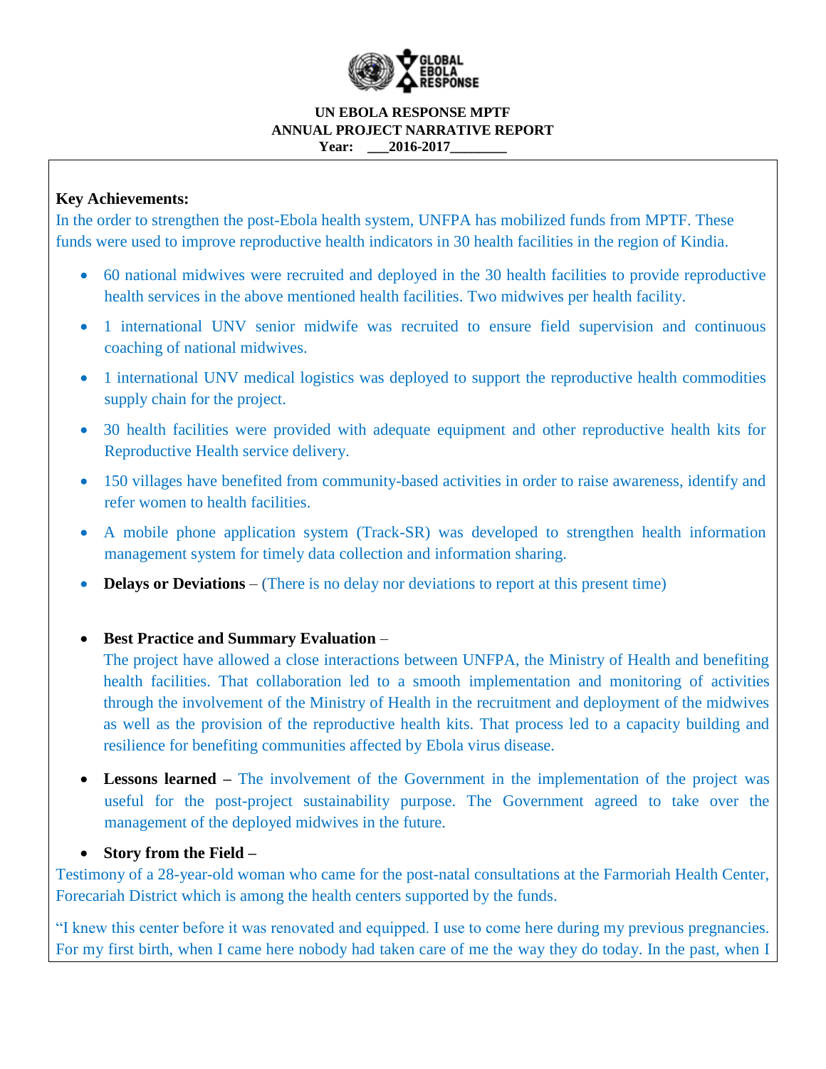**UN EBOLA RESPONSE MPTF**
**ANNUAL PROJECT NARRATIVE REPORT**
**Year: ___2016-2017________**

**Key Achievements:**

In the order to strengthen the post-Ebola health system, UNFPA has mobilized funds from MPTF. These funds were used to improve reproductive health indicators in 30 health facilities in the region of Kindia.

- 60 national midwives were recruited and deployed in the 30 health facilities to provide reproductive health services in the above mentioned health facilities. Two midwives per health facility.
- 1 international UNV senior midwife was recruited to ensure field supervision and continuous coaching of national midwives.
- 1 international UNV medical logistics was deployed to support the reproductive health commodities supply chain for the project.
- 30 health facilities were provided with adequate equipment and other reproductive health kits for Reproductive Health service delivery.
- 150 villages have benefited from community-based activities in order to raise awareness, identify and refer women to health facilities.
- A mobile phone application system (Track-SR) was developed to strengthen health information management system for timely data collection and information sharing.
- **Delays or Deviations** – (There is no delay nor deviations to report at this present time)

- **Best Practice and Summary Evaluation** –
  The project have allowed a close interactions between UNFPA, the Ministry of Health and benefiting health facilities. That collaboration led to a smooth implementation and monitoring of activities through the involvement of the Ministry of Health in the recruitment and deployment of the midwives as well as the provision of the reproductive health kits. That process led to a capacity building and resilience for benefiting communities affected by Ebola virus disease.

- **Lessons learned –** The involvement of the Government in the implementation of the project was useful for the post-project sustainability purpose. The Government agreed to take over the management of the deployed midwives in the future.

- **Story from the Field –**

Testimony of a 28-year-old woman who came for the post-natal consultations at the Farmoriah Health Center, Forecariah District which is among the health centers supported by the funds.

"I knew this center before it was renovated and equipped. I use to come here during my previous pregnancies. For my first birth, when I came here nobody had taken care of me the way they do today. In the past, when I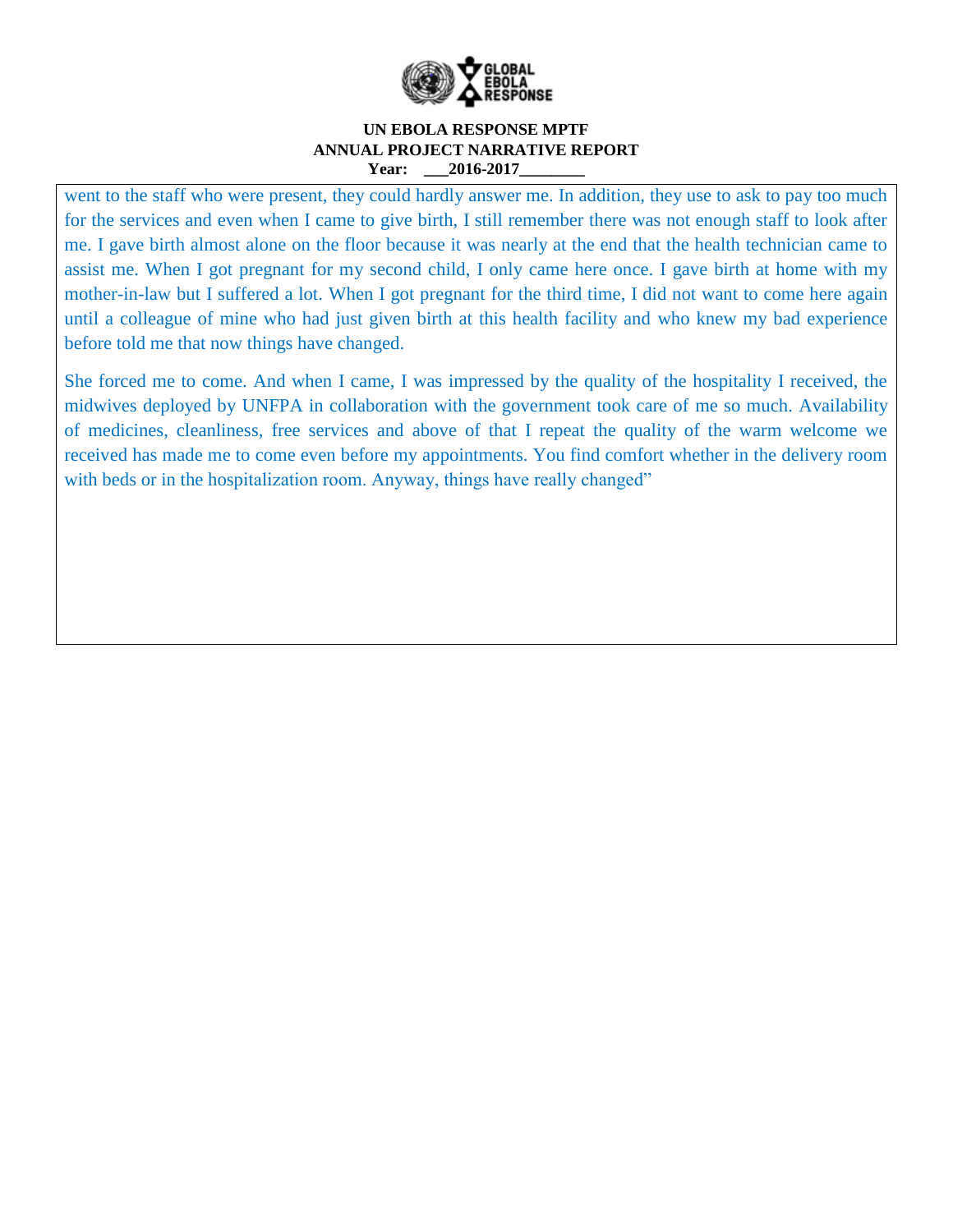went to the staff who were present, they could hardly answer me. In addition, they use to ask to pay too much for the services and even when I came to give birth, I still remember there was not enough staff to look after me. I gave birth almost alone on the floor because it was nearly at the end that the health technician came to assist me. When I got pregnant for my second child, I only came here once. I gave birth at home with my mother-in-law but I suffered a lot. When I got pregnant for the third time, I did not want to come here again until a colleague of mine who had just given birth at this health facility and who knew my bad experience before told me that now things have changed.

She forced me to come. And when I came, I was impressed by the quality of the hospitality I received, the midwives deployed by UNFPA in collaboration with the government took care of me so much. Availability of medicines, cleanliness, free services and above of that I repeat the quality of the warm welcome we received has made me to come even before my appointments. You find comfort whether in the delivery room with beds or in the hospitalization room. Anyway, things have really changed"